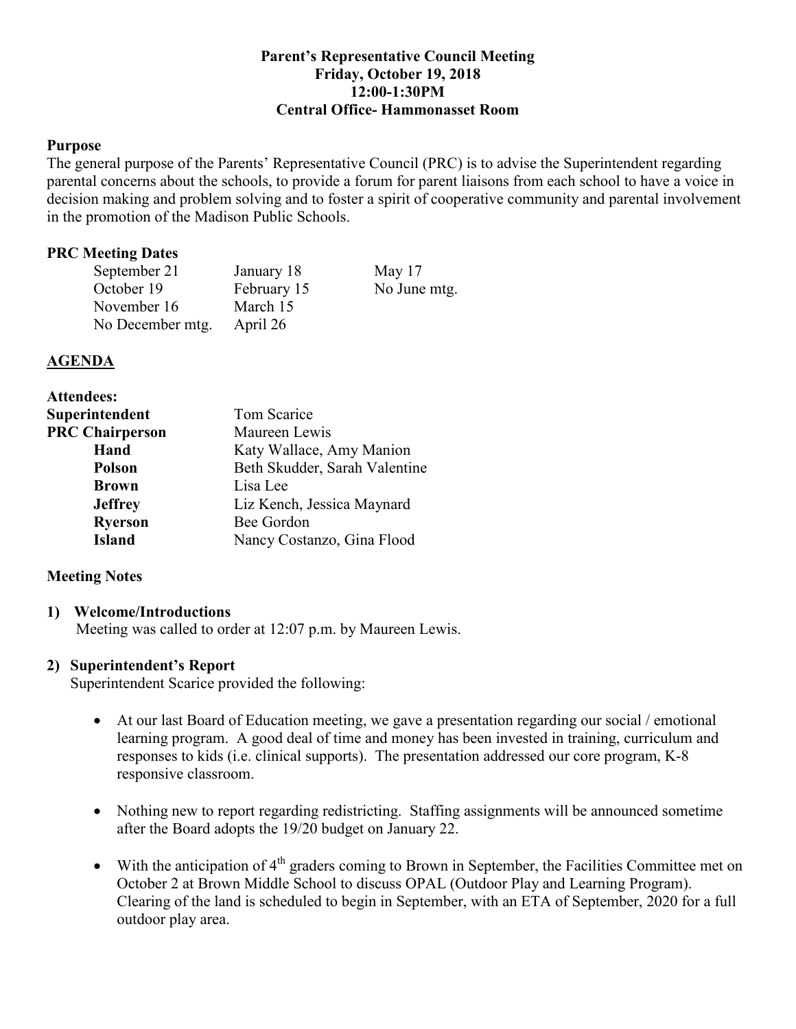# Parent's Representative Council Meeting
**Friday, October 19, 2018**
**12:00-1:30PM**
**Central Office- Hammonasset Room**

## Purpose

The general purpose of the Parents' Representative Council (PRC) is to advise the Superintendent regarding parental concerns about the schools, to provide a forum for parent liaisons from each school to have a voice in decision making and problem solving and to foster a spirit of cooperative community and parental involvement in the promotion of the Madison Public Schools.

## PRC Meeting Dates

| | | |
|---|---|---|
| September 21 | January 18 | May 17 |
| October 19 | February 15 | No June mtg. |
| November 16 | March 15 | |
| No December mtg. | April 26 | |

## AGENDA

**Attendees:**

| | |
|---|---|
| **Superintendent** | Tom Scarice |
| **PRC Chairperson** | Maureen Lewis |
| **Hand** | Katy Wallace, Amy Manion |
| **Polson** | Beth Skudder, Sarah Valentine |
| **Brown** | Lisa Lee |
| **Jeffrey** | Liz Kench, Jessica Maynard |
| **Ryerson** | Bee Gordon |
| **Island** | Nancy Costanzo, Gina Flood |

## Meeting Notes

1) **Welcome/Introductions**
   Meeting was called to order at 12:07 p.m. by Maureen Lewis.

2) **Superintendent's Report**
   Superintendent Scarice provided the following:

   - At our last Board of Education meeting, we gave a presentation regarding our social / emotional learning program. A good deal of time and money has been invested in training, curriculum and responses to kids (i.e. clinical supports). The presentation addressed our core program, K-8 responsive classroom.

   - Nothing new to report regarding redistricting. Staffing assignments will be announced sometime after the Board adopts the 19/20 budget on January 22.

   - With the anticipation of 4th graders coming to Brown in September, the Facilities Committee met on October 2 at Brown Middle School to discuss OPAL (Outdoor Play and Learning Program). Clearing of the land is scheduled to begin in September, with an ETA of September, 2020 for a full outdoor play area.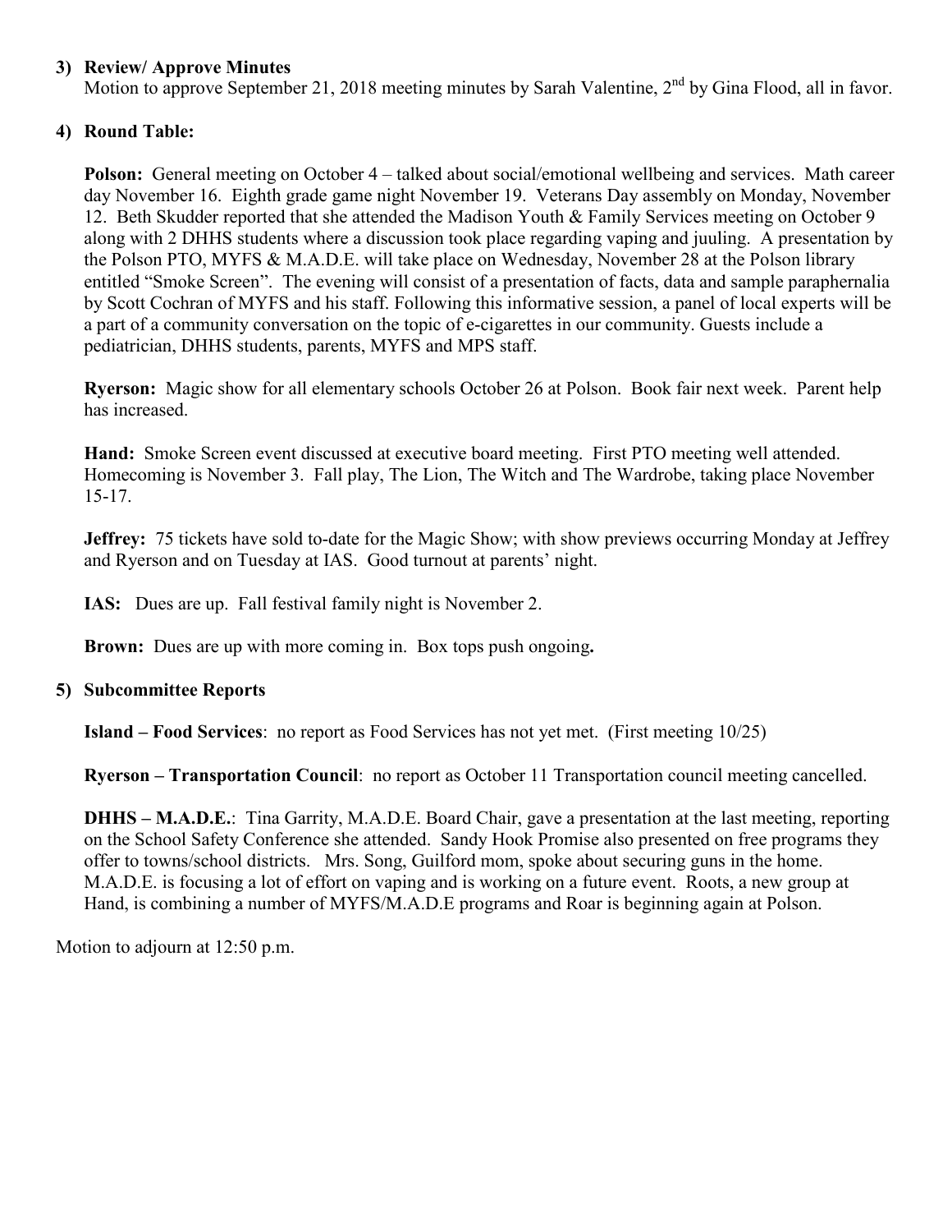3) **Review/ Approve Minutes**

Motion to approve September 21, 2018 meeting minutes by Sarah Valentine, 2nd by Gina Flood, all in favor.

4) **Round Table:**

**Polson:** General meeting on October 4 – talked about social/emotional wellbeing and services. Math career day November 16. Eighth grade game night November 19. Veterans Day assembly on Monday, November 12. Beth Skudder reported that she attended the Madison Youth & Family Services meeting on October 9 along with 2 DHHS students where a discussion took place regarding vaping and juuling. A presentation by the Polson PTO, MYFS & M.A.D.E. will take place on Wednesday, November 28 at the Polson library entitled "Smoke Screen". The evening will consist of a presentation of facts, data and sample paraphernalia by Scott Cochran of MYFS and his staff. Following this informative session, a panel of local experts will be a part of a community conversation on the topic of e-cigarettes in our community. Guests include a pediatrician, DHHS students, parents, MYFS and MPS staff.

**Ryerson:** Magic show for all elementary schools October 26 at Polson. Book fair next week. Parent help has increased.

**Hand:** Smoke Screen event discussed at executive board meeting. First PTO meeting well attended. Homecoming is November 3. Fall play, The Lion, The Witch and The Wardrobe, taking place November 15-17.

**Jeffrey:** 75 tickets have sold to-date for the Magic Show; with show previews occurring Monday at Jeffrey and Ryerson and on Tuesday at IAS. Good turnout at parents' night.

**IAS:** Dues are up. Fall festival family night is November 2.

**Brown:** Dues are up with more coming in. Box tops push ongoing**.**

5) **Subcommittee Reports**

**Island – Food Services**: no report as Food Services has not yet met. (First meeting 10/25)

**Ryerson – Transportation Council**: no report as October 11 Transportation council meeting cancelled.

**DHHS – M.A.D.E.**: Tina Garrity, M.A.D.E. Board Chair, gave a presentation at the last meeting, reporting on the School Safety Conference she attended. Sandy Hook Promise also presented on free programs they offer to towns/school districts. Mrs. Song, Guilford mom, spoke about securing guns in the home. M.A.D.E. is focusing a lot of effort on vaping and is working on a future event. Roots, a new group at Hand, is combining a number of MYFS/M.A.D.E programs and Roar is beginning again at Polson.

Motion to adjourn at 12:50 p.m.